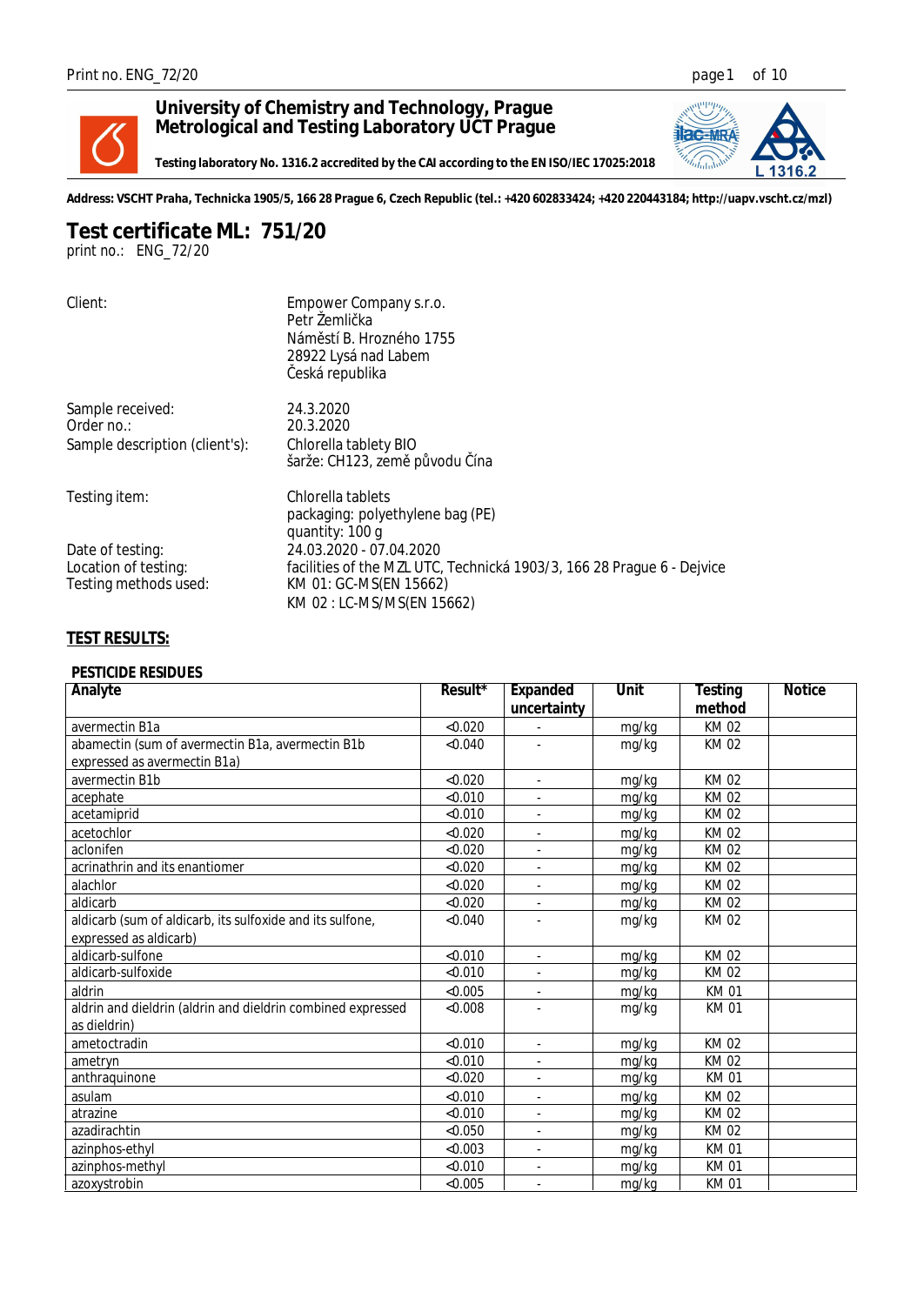**University of Chemistry and Technology, Prague**
**Metrological and Testing Laboratory UCT Prague**

**Testing laboratory No. 1316.2 accredited by the CAI according to the EN ISO/IEC 17025:2018**

**Address: VSCHT Praha, Technicka 1905/5, 166 28 Prague 6, Czech Republic (tel.: +420 602833424; +420 220443184; http://uapv.vscht.cz/mzl)**

# Test certificate ML: 751/20

print no.: ENG_72/20

| | |
|---|---|
| Client: | Empower Company s.r.o.<br>Petr Žemlička<br>Náměstí B. Hrozného 1755<br>28922 Lysá nad Labem<br>Česká republika |
| Sample received: | 24.3.2020 |
| Order no.: | 20.3.2020 |
| Sample description (client's): | Chlorella tablety BIO<br>šarže: CH123, země původu Čína |
| Testing item: | Chlorella tablets<br>packaging: polyethylene bag (PE)<br>quantity: 100 g |
| Date of testing: | 24.03.2020 - 07.04.2020 |
| Location of testing: | facilities of the MZL UTC, Technická 1903/3, 166 28 Prague 6 - Dejvice |
| Testing methods used: | KM 01: GC-MS(EN 15662)<br>KM 02 : LC-MS/MS(EN 15662) |

## TEST RESULTS:

### PESTICIDE RESIDUES

| Analyte | Result* | Expanded uncertainty | Unit | Testing method | Notice |
|---|---|---|---|---|---|
| avermectin B1a | <0.020 | - | mg/kg | KM 02 | |
| abamectin (sum of avermectin B1a, avermectin B1b expressed as avermectin B1a) | <0.040 | - | mg/kg | KM 02 | |
| avermectin B1b | <0.020 | - | mg/kg | KM 02 | |
| acephate | <0.010 | - | mg/kg | KM 02 | |
| acetamiprid | <0.010 | - | mg/kg | KM 02 | |
| acetochlor | <0.020 | - | mg/kg | KM 02 | |
| aclonifen | <0.020 | - | mg/kg | KM 02 | |
| acrinathrin and its enantiomer | <0.020 | - | mg/kg | KM 02 | |
| alachlor | <0.020 | - | mg/kg | KM 02 | |
| aldicarb | <0.020 | - | mg/kg | KM 02 | |
| aldicarb (sum of aldicarb, its sulfoxide and its sulfone, expressed as aldicarb) | <0.040 | - | mg/kg | KM 02 | |
| aldicarb-sulfone | <0.010 | - | mg/kg | KM 02 | |
| aldicarb-sulfoxide | <0.010 | - | mg/kg | KM 02 | |
| aldrin | <0.005 | - | mg/kg | KM 01 | |
| aldrin and dieldrin (aldrin and dieldrin combined expressed as dieldrin) | <0.008 | - | mg/kg | KM 01 | |
| ametoctradin | <0.010 | - | mg/kg | KM 02 | |
| ametryn | <0.010 | - | mg/kg | KM 02 | |
| anthraquinone | <0.020 | - | mg/kg | KM 01 | |
| asulam | <0.010 | - | mg/kg | KM 02 | |
| atrazine | <0.010 | - | mg/kg | KM 02 | |
| azadirachtin | <0.050 | - | mg/kg | KM 02 | |
| azinphos-ethyl | <0.003 | - | mg/kg | KM 01 | |
| azinphos-methyl | <0.010 | - | mg/kg | KM 01 | |
| azoxystrobin | <0.005 | - | mg/kg | KM 01 | |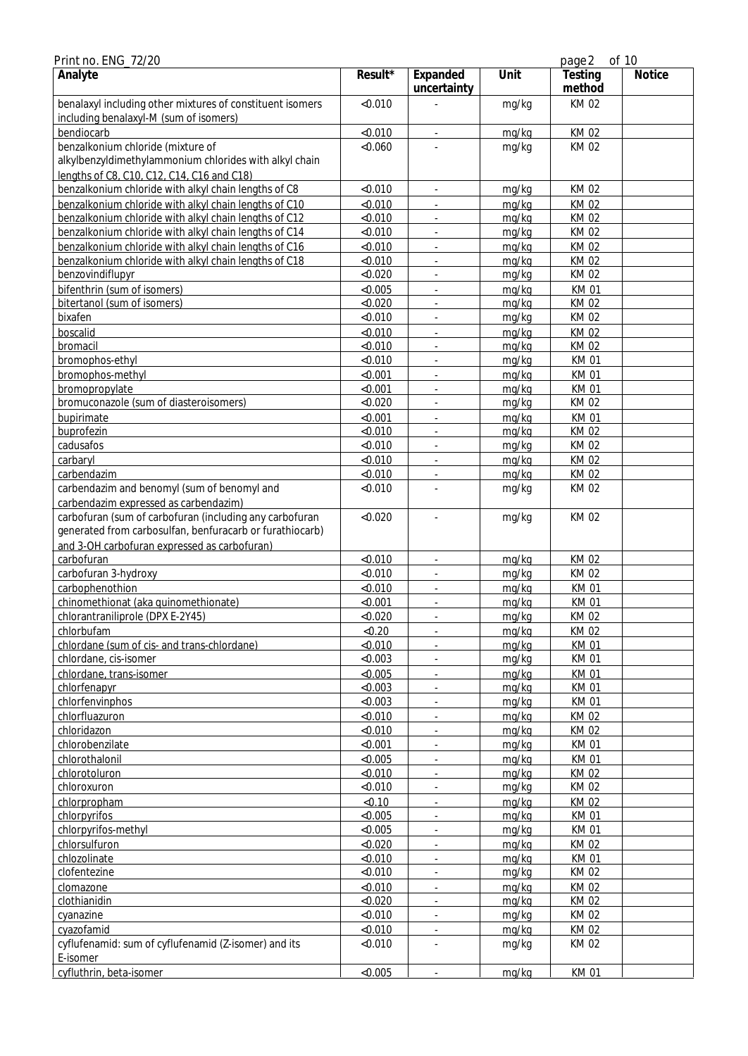| Analyte | Result* | Expanded uncertainty | Unit | Testing method | Notice |
|---|---|---|---|---|---|
| benalaxyl including other mixtures of constituent isomers including benalaxyl-M (sum of isomers) | <0.010 | - | mg/kg | KM 02 | |
| bendiocarb | <0.010 | - | mg/kg | KM 02 | |
| benzalkonium chloride (mixture of alkylbenzyldimethylammonium chlorides with alkyl chain lengths of C8, C10, C12, C14, C16 and C18) | <0.060 | - | mg/kg | KM 02 | |
| benzalkonium chloride with alkyl chain lengths of C8 | <0.010 | - | mg/kg | KM 02 | |
| benzalkonium chloride with alkyl chain lengths of C10 | <0.010 | - | mg/kg | KM 02 | |
| benzalkonium chloride with alkyl chain lengths of C12 | <0.010 | - | mg/kg | KM 02 | |
| benzalkonium chloride with alkyl chain lengths of C14 | <0.010 | - | mg/kg | KM 02 | |
| benzalkonium chloride with alkyl chain lengths of C16 | <0.010 | - | mg/kg | KM 02 | |
| benzalkonium chloride with alkyl chain lengths of C18 | <0.010 | - | mg/kg | KM 02 | |
| benzovindiflupyr | <0.020 | - | mg/kg | KM 02 | |
| bifenthrin (sum of isomers) | <0.005 | - | mg/kg | KM 01 | |
| bitertanol (sum of isomers) | <0.020 | - | mg/kg | KM 02 | |
| bixafen | <0.010 | - | mg/kg | KM 02 | |
| boscalid | <0.010 | - | mg/kg | KM 02 | |
| bromacil | <0.010 | - | mg/kg | KM 02 | |
| bromophos-ethyl | <0.010 | - | mg/kg | KM 01 | |
| bromophos-methyl | <0.001 | - | mg/kg | KM 01 | |
| bromopropylate | <0.001 | - | mg/kg | KM 01 | |
| bromuconazole (sum of diasteroisomers) | <0.020 | - | mg/kg | KM 02 | |
| bupirimate | <0.001 | - | mg/kg | KM 01 | |
| buprofezin | <0.010 | - | mg/kg | KM 02 | |
| cadusafos | <0.010 | - | mg/kg | KM 02 | |
| carbaryl | <0.010 | - | mg/kg | KM 02 | |
| carbendazim | <0.010 | - | mg/kg | KM 02 | |
| carbendazim and benomyl (sum of benomyl and carbendazim expressed as carbendazim) | <0.010 | - | mg/kg | KM 02 | |
| carbofuran (sum of carbofuran (including any carbofuran generated from carbosulfan, benfuracarb or furathiocarb) and 3-OH carbofuran expressed as carbofuran) | <0.020 | - | mg/kg | KM 02 | |
| carbofuran | <0.010 | - | mg/kg | KM 02 | |
| carbofuran 3-hydroxy | <0.010 | - | mg/kg | KM 02 | |
| carbophenothion | <0.010 | - | mg/kg | KM 01 | |
| chinomethionat (aka quinomethionate) | <0.001 | - | mg/kg | KM 01 | |
| chlorantraniliprole (DPX E-2Y45) | <0.020 | - | mg/kg | KM 02 | |
| chlorbufam | <0.20 | - | mg/kg | KM 02 | |
| chlordane (sum of cis- and trans-chlordane) | <0.010 | - | mg/kg | KM 01 | |
| chlordane, cis-isomer | <0.003 | - | mg/kg | KM 01 | |
| chlordane, trans-isomer | <0.005 | - | mg/kg | KM 01 | |
| chlorfenapyr | <0.003 | - | mg/kg | KM 01 | |
| chlorfenvinphos | <0.003 | - | mg/kg | KM 01 | |
| chlorfluazuron | <0.010 | - | mg/kg | KM 02 | |
| chloridazon | <0.010 | - | mg/kg | KM 02 | |
| chlorobenzilate | <0.001 | - | mg/kg | KM 01 | |
| chlorothalonil | <0.005 | - | mg/kg | KM 01 | |
| chlorotoluron | <0.010 | - | mg/kg | KM 02 | |
| chloroxuron | <0.010 | - | mg/kg | KM 02 | |
| chlorpropham | <0.10 | - | mg/kg | KM 02 | |
| chlorpyrifos | <0.005 | - | mg/kg | KM 01 | |
| chlorpyrifos-methyl | <0.005 | - | mg/kg | KM 01 | |
| chlorsulfuron | <0.020 | - | mg/kg | KM 02 | |
| chlozolinate | <0.010 | - | mg/kg | KM 01 | |
| clofentezine | <0.010 | - | mg/kg | KM 02 | |
| clomazone | <0.010 | - | mg/kg | KM 02 | |
| clothianidin | <0.020 | - | mg/kg | KM 02 | |
| cyanazine | <0.010 | - | mg/kg | KM 02 | |
| cyazofamid | <0.010 | - | mg/kg | KM 02 | |
| cyflufenamid: sum of cyflufenamid (Z-isomer) and its E-isomer | <0.010 | - | mg/kg | KM 02 | |
| cyfluthrin, beta-isomer | <0.005 | - | mg/kg | KM 01 | |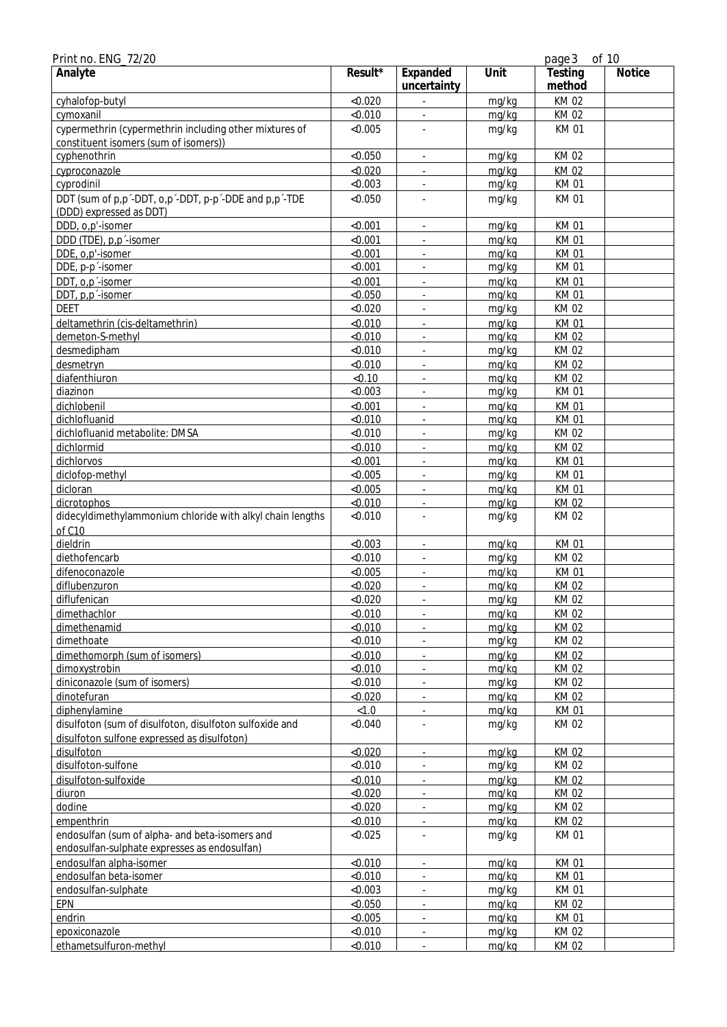| Analyte | Result* | Expanded uncertainty | Unit | Testing method | Notice |
|---|---|---|---|---|---|
| cyhalofop-butyl | <0.020 | - | mg/kg | KM 02 | |
| cymoxanil | <0.010 | - | mg/kg | KM 02 | |
| cypermethrin (cypermethrin including other mixtures of constituent isomers (sum of isomers)) | <0.005 | - | mg/kg | KM 01 | |
| cyphenothrin | <0.050 | - | mg/kg | KM 02 | |
| cyproconazole | <0.020 | - | mg/kg | KM 02 | |
| cyprodinil | <0.003 | - | mg/kg | KM 01 | |
| DDT (sum of p,p´-DDT, o,p´-DDT, p-p´-DDE and p,p´-TDE (DDD) expressed as DDT) | <0.050 | - | mg/kg | KM 01 | |
| DDD, o,p'-isomer | <0.001 | - | mg/kg | KM 01 | |
| DDD (TDE), p,p´-isomer | <0.001 | - | mg/kg | KM 01 | |
| DDE, o,p'-isomer | <0.001 | - | mg/kg | KM 01 | |
| DDE, p-p´-isomer | <0.001 | - | mg/kg | KM 01 | |
| DDT, o,p´-isomer | <0.001 | - | mg/kg | KM 01 | |
| DDT, p,p´-isomer | <0.050 | - | mg/kg | KM 01 | |
| DEET | <0.020 | - | mg/kg | KM 02 | |
| deltamethrin (cis-deltamethrin) | <0.010 | - | mg/kg | KM 01 | |
| demeton-S-methyl | <0.010 | - | mg/kg | KM 02 | |
| desmedipham | <0.010 | - | mg/kg | KM 02 | |
| desmetryn | <0.010 | - | mg/kg | KM 02 | |
| diafenthiuron | <0.10 | - | mg/kg | KM 02 | |
| diazinon | <0.003 | - | mg/kg | KM 01 | |
| dichlobenil | <0.001 | - | mg/kg | KM 01 | |
| dichlofluanid | <0.010 | - | mg/kg | KM 01 | |
| dichlofluanid metabolite: DMSA | <0.010 | - | mg/kg | KM 02 | |
| dichlormid | <0.010 | - | mg/kg | KM 02 | |
| dichlorvos | <0.001 | - | mg/kg | KM 01 | |
| diclofop-methyl | <0.005 | - | mg/kg | KM 01 | |
| dicloran | <0.005 | - | mg/kg | KM 01 | |
| dicrotophos | <0.010 | - | mg/kg | KM 02 | |
| didecyldimethylammonium chloride with alkyl chain lengths of C10 | <0.010 | - | mg/kg | KM 02 | |
| dieldrin | <0.003 | - | mg/kg | KM 01 | |
| diethofencarb | <0.010 | - | mg/kg | KM 02 | |
| difenoconazole | <0.005 | - | mg/kg | KM 01 | |
| diflubenzuron | <0.020 | - | mg/kg | KM 02 | |
| diflufenican | <0.020 | - | mg/kg | KM 02 | |
| dimethachlor | <0.010 | - | mg/kg | KM 02 | |
| dimethenamid | <0.010 | - | mg/kg | KM 02 | |
| dimethoate | <0.010 | - | mg/kg | KM 02 | |
| dimethomorph (sum of isomers) | <0.010 | - | mg/kg | KM 02 | |
| dimoxystrobin | <0.010 | - | mg/kg | KM 02 | |
| diniconazole (sum of isomers) | <0.010 | - | mg/kg | KM 02 | |
| dinotefuran | <0.020 | - | mg/kg | KM 02 | |
| diphenylamine | <1.0 | - | mg/kg | KM 01 | |
| disulfoton (sum of disulfoton, disulfoton sulfoxide and disulfoton sulfone expressed as disulfoton) | <0.040 | - | mg/kg | KM 02 | |
| disulfoton | <0.020 | - | mg/kg | KM 02 | |
| disulfoton-sulfone | <0.010 | - | mg/kg | KM 02 | |
| disulfoton-sulfoxide | <0.010 | - | mg/kg | KM 02 | |
| diuron | <0.020 | - | mg/kg | KM 02 | |
| dodine | <0.020 | - | mg/kg | KM 02 | |
| empenthrin | <0.010 | - | mg/kg | KM 02 | |
| endosulfan (sum of alpha- and beta-isomers and endosulfan-sulphate expresses as endosulfan) | <0.025 | - | mg/kg | KM 01 | |
| endosulfan alpha-isomer | <0.010 | - | mg/kg | KM 01 | |
| endosulfan beta-isomer | <0.010 | - | mg/kg | KM 01 | |
| endosulfan-sulphate | <0.003 | - | mg/kg | KM 01 | |
| EPN | <0.050 | - | mg/kg | KM 02 | |
| endrin | <0.005 | - | mg/kg | KM 01 | |
| epoxiconazole | <0.010 | - | mg/kg | KM 02 | |
| ethametsulfuron-methyl | <0.010 | - | mg/kg | KM 02 | |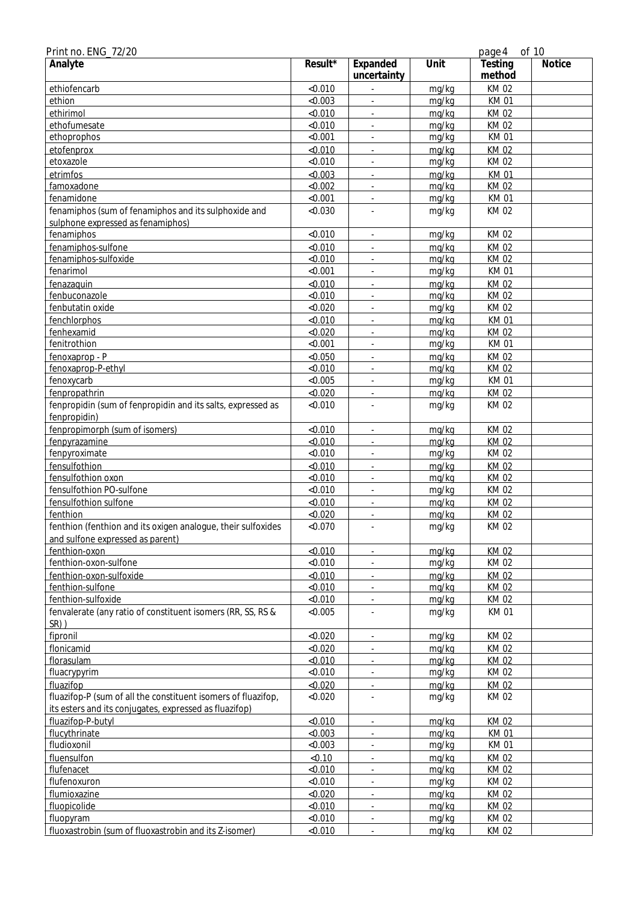| Analyte | Result* | Expanded uncertainty | Unit | Testing method | Notice |
|---|---|---|---|---|---|
| ethiofencarb | <0.010 | - | mg/kg | KM 02 | |
| ethion | <0.003 | - | mg/kg | KM 01 | |
| ethirimol | <0.010 | - | mg/kg | KM 02 | |
| ethofumesate | <0.010 | - | mg/kg | KM 02 | |
| ethoprophos | <0.001 | - | mg/kg | KM 01 | |
| etofenprox | <0.010 | - | mg/kg | KM 02 | |
| etoxazole | <0.010 | - | mg/kg | KM 02 | |
| etrimfos | <0.003 | - | mg/kg | KM 01 | |
| famoxadone | <0.002 | - | mg/kg | KM 02 | |
| fenamidone | <0.001 | - | mg/kg | KM 01 | |
| fenamiphos (sum of fenamiphos and its sulphoxide and sulphone expressed as fenamiphos) | <0.030 | - | mg/kg | KM 02 | |
| fenamiphos | <0.010 | - | mg/kg | KM 02 | |
| fenamiphos-sulfone | <0.010 | - | mg/kg | KM 02 | |
| fenamiphos-sulfoxide | <0.010 | - | mg/kg | KM 02 | |
| fenarimol | <0.001 | - | mg/kg | KM 01 | |
| fenazaquin | <0.010 | - | mg/kg | KM 02 | |
| fenbuconazole | <0.010 | - | mg/kg | KM 02 | |
| fenbutatin oxide | <0.020 | - | mg/kg | KM 02 | |
| fenchlorphos | <0.010 | - | mg/kg | KM 01 | |
| fenhexamid | <0.020 | - | mg/kg | KM 02 | |
| fenitrothion | <0.001 | - | mg/kg | KM 01 | |
| fenoxaprop - P | <0.050 | - | mg/kg | KM 02 | |
| fenoxaprop-P-ethyl | <0.010 | - | mg/kg | KM 02 | |
| fenoxycarb | <0.005 | - | mg/kg | KM 01 | |
| fenpropathrin | <0.020 | - | mg/kg | KM 02 | |
| fenpropidin (sum of fenpropidin and its salts, expressed as fenpropidin) | <0.010 | - | mg/kg | KM 02 | |
| fenpropimorph (sum of isomers) | <0.010 | - | mg/kg | KM 02 | |
| fenpyrazamine | <0.010 | - | mg/kg | KM 02 | |
| fenpyroximate | <0.010 | - | mg/kg | KM 02 | |
| fensulfothion | <0.010 | - | mg/kg | KM 02 | |
| fensulfothion oxon | <0.010 | - | mg/kg | KM 02 | |
| fensulfothion PO-sulfone | <0.010 | - | mg/kg | KM 02 | |
| fensulfothion sulfone | <0.010 | - | mg/kg | KM 02 | |
| fenthion | <0.020 | - | mg/kg | KM 02 | |
| fenthion (fenthion and its oxigen analogue, their sulfoxides and sulfone expressed as parent) | <0.070 | - | mg/kg | KM 02 | |
| fenthion-oxon | <0.010 | - | mg/kg | KM 02 | |
| fenthion-oxon-sulfone | <0.010 | - | mg/kg | KM 02 | |
| fenthion-oxon-sulfoxide | <0.010 | - | mg/kg | KM 02 | |
| fenthion-sulfone | <0.010 | - | mg/kg | KM 02 | |
| fenthion-sulfoxide | <0.010 | - | mg/kg | KM 02 | |
| fenvalerate (any ratio of constituent isomers (RR, SS, RS & SR) ) | <0.005 | - | mg/kg | KM 01 | |
| fipronil | <0.020 | - | mg/kg | KM 02 | |
| flonicamid | <0.020 | - | mg/kg | KM 02 | |
| florasulam | <0.010 | - | mg/kg | KM 02 | |
| fluacrypyrim | <0.010 | - | mg/kg | KM 02 | |
| fluazifop | <0.020 | - | mg/kg | KM 02 | |
| fluazifop-P (sum of all the constituent isomers of fluazifop, its esters and its conjugates, expressed as fluazifop) | <0.020 | - | mg/kg | KM 02 | |
| fluazifop-P-butyl | <0.010 | - | mg/kg | KM 02 | |
| flucythrinate | <0.003 | - | mg/kg | KM 01 | |
| fludioxonil | <0.003 | - | mg/kg | KM 01 | |
| fluensulfon | <0.10 | - | mg/kg | KM 02 | |
| flufenacet | <0.010 | - | mg/kg | KM 02 | |
| flufenoxuron | <0.010 | - | mg/kg | KM 02 | |
| flumioxazine | <0.020 | - | mg/kg | KM 02 | |
| fluopicolide | <0.010 | - | mg/kg | KM 02 | |
| fluopyram | <0.010 | - | mg/kg | KM 02 | |
| fluoxastrobin (sum of fluoxastrobin and its Z-isomer) | <0.010 | - | mg/kg | KM 02 | |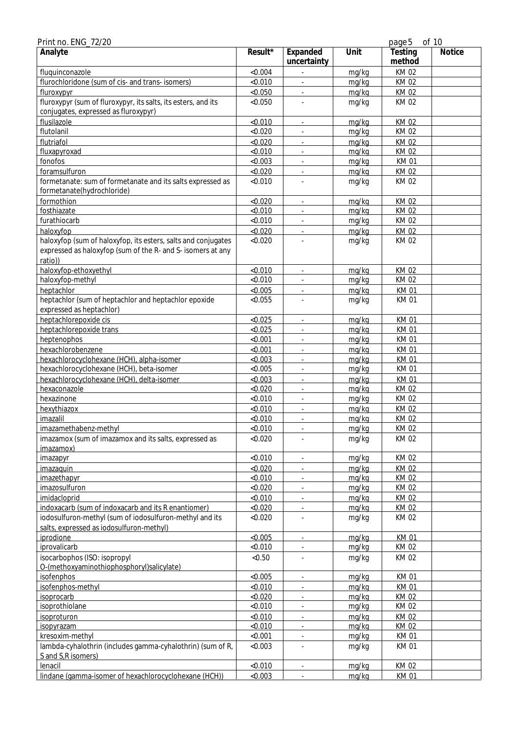| Analyte | Result* | Expanded uncertainty | Unit | Testing method | Notice |
|---|---|---|---|---|---|
| fluquinconazole | <0.004 | - | mg/kg | KM 02 | |
| flurochloridone (sum of cis- and trans- isomers) | <0.010 | - | mg/kg | KM 02 | |
| fluroxypyr | <0.050 | - | mg/kg | KM 02 | |
| fluroxypyr (sum of fluroxypyr, its salts, its esters, and its conjugates, expressed as fluroxypyr) | <0.050 | - | mg/kg | KM 02 | |
| flusilazole | <0.010 | - | mg/kg | KM 02 | |
| flutolanil | <0.020 | - | mg/kg | KM 02 | |
| flutriafol | <0.020 | - | mg/kg | KM 02 | |
| fluxapyroxad | <0.010 | - | mg/kg | KM 02 | |
| fonofos | <0.003 | - | mg/kg | KM 01 | |
| foramsulfuron | <0.020 | - | mg/kg | KM 02 | |
| formetanate: sum of formetanate and its salts expressed as formetanate(hydrochloride) | <0.010 | - | mg/kg | KM 02 | |
| formothion | <0.020 | - | mg/kg | KM 02 | |
| fosthiazate | <0.010 | - | mg/kg | KM 02 | |
| furathiocarb | <0.010 | - | mg/kg | KM 02 | |
| haloxyfop | <0.020 | - | mg/kg | KM 02 | |
| haloxyfop (sum of haloxyfop, its esters, salts and conjugates expressed as haloxyfop (sum of the R- and S- isomers at any ratio)) | <0.020 | - | mg/kg | KM 02 | |
| haloxyfop-ethoxyethyl | <0.010 | - | mg/kg | KM 02 | |
| haloxyfop-methyl | <0.010 | - | mg/kg | KM 02 | |
| heptachlor | <0.005 | - | mg/kg | KM 01 | |
| heptachlor (sum of heptachlor and heptachlor epoxide expressed as heptachlor) | <0.055 | - | mg/kg | KM 01 | |
| heptachlorepoxide cis | <0.025 | - | mg/kg | KM 01 | |
| heptachlorepoxide trans | <0.025 | - | mg/kg | KM 01 | |
| heptenophos | <0.001 | - | mg/kg | KM 01 | |
| hexachlorobenzene | <0.001 | - | mg/kg | KM 01 | |
| hexachlorocyclohexane (HCH), alpha-isomer | <0.003 | - | mg/kg | KM 01 | |
| hexachlorocyclohexane (HCH), beta-isomer | <0.005 | - | mg/kg | KM 01 | |
| hexachlorocyclohexane (HCH), delta-isomer | <0.003 | - | mg/kg | KM 01 | |
| hexaconazole | <0.020 | - | mg/kg | KM 02 | |
| hexazinone | <0.010 | - | mg/kg | KM 02 | |
| hexythiazox | <0.010 | - | mg/kg | KM 02 | |
| imazalil | <0.010 | - | mg/kg | KM 02 | |
| imazamethabenz-methyl | <0.010 | - | mg/kg | KM 02 | |
| imazamox (sum of imazamox and its salts, expressed as imazamox) | <0.020 | - | mg/kg | KM 02 | |
| imazapyr | <0.010 | - | mg/kg | KM 02 | |
| imazaquin | <0.020 | - | mg/kg | KM 02 | |
| imazethapyr | <0.010 | - | mg/kg | KM 02 | |
| imazosulfuron | <0.020 | - | mg/kg | KM 02 | |
| imidacloprid | <0.010 | - | mg/kg | KM 02 | |
| indoxacarb (sum of indoxacarb and its R enantiomer) | <0.020 | - | mg/kg | KM 02 | |
| iodosulfuron-methyl (sum of iodosulfuron-methyl and its salts, expressed as iodosulfuron-methyl) | <0.020 | - | mg/kg | KM 02 | |
| iprodione | <0.005 | - | mg/kg | KM 01 | |
| iprovalicarb | <0.010 | - | mg/kg | KM 02 | |
| isocarbophos (ISO: isopropyl O-(methoxyaminothiophosphoryl)salicylate) | <0.50 | - | mg/kg | KM 02 | |
| isofenphos | <0.005 | - | mg/kg | KM 01 | |
| isofenphos-methyl | <0.010 | - | mg/kg | KM 01 | |
| isoprocarb | <0.020 | - | mg/kg | KM 02 | |
| isoprothiolane | <0.010 | - | mg/kg | KM 02 | |
| isoproturon | <0.010 | - | mg/kg | KM 02 | |
| isopyrazam | <0.010 | - | mg/kg | KM 02 | |
| kresoxim-methyl | <0.001 | - | mg/kg | KM 01 | |
| lambda-cyhalothrin (includes gamma-cyhalothrin) (sum of R, S and S,R isomers) | <0.003 | - | mg/kg | KM 01 | |
| lenacil | <0.010 | - | mg/kg | KM 02 | |
| lindane (gamma-isomer of hexachlorocyclohexane (HCH)) | <0.003 | - | mg/kg | KM 01 | |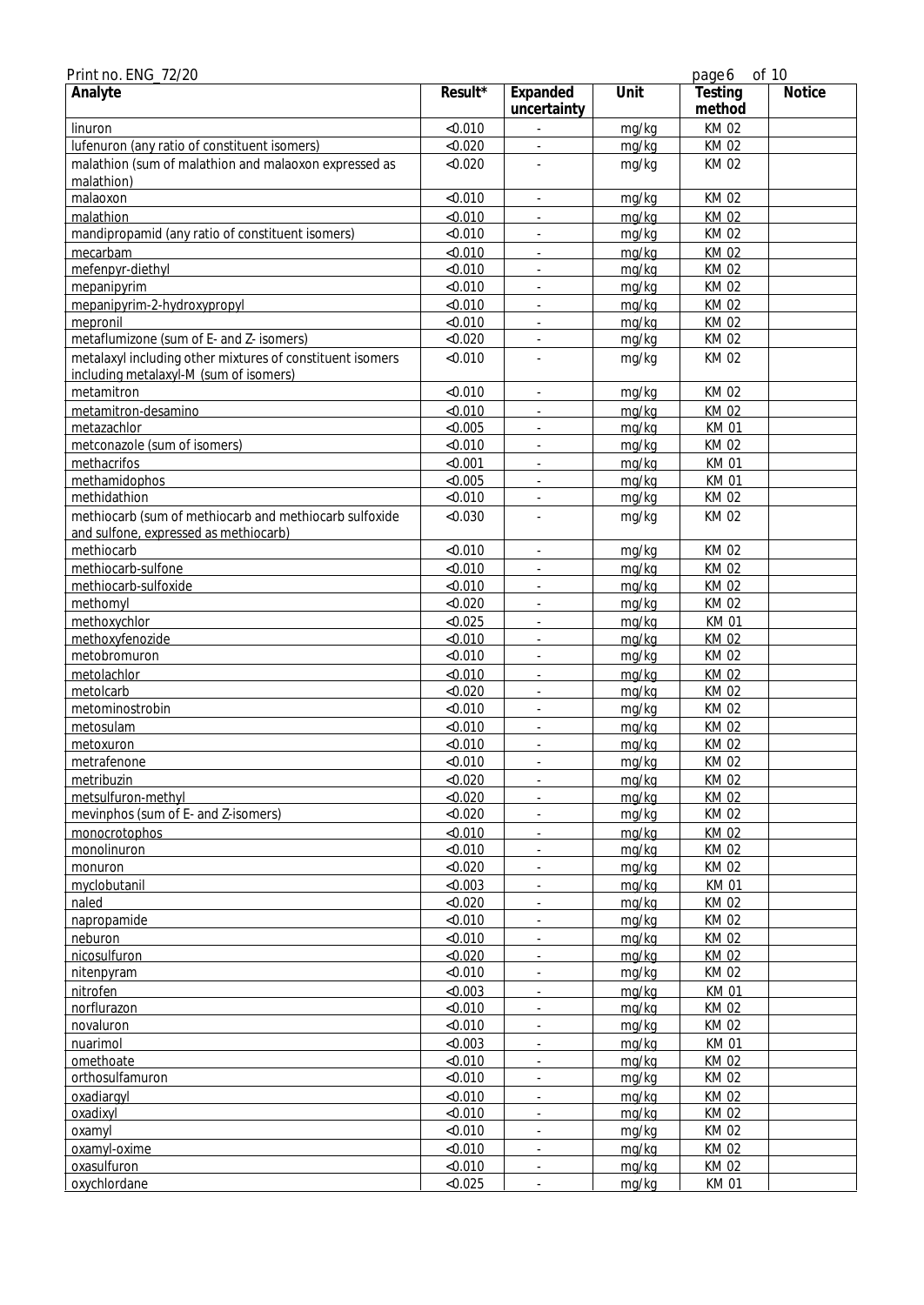Print no. ENG_72/20

| Analyte | Result* | Expanded uncertainty | Unit | Testing method | Notice |
|---|---|---|---|---|---|
| linuron | <0.010 | - | mg/kg | KM 02 | |
| lufenuron (any ratio of constituent isomers) | <0.020 | - | mg/kg | KM 02 | |
| malathion (sum of malathion and malaoxon expressed as malathion) | <0.020 | - | mg/kg | KM 02 | |
| malaoxon | <0.010 | - | mg/kg | KM 02 | |
| malathion | <0.010 | - | mg/kg | KM 02 | |
| mandipropamid (any ratio of constituent isomers) | <0.010 | - | mg/kg | KM 02 | |
| mecarbam | <0.010 | - | mg/kg | KM 02 | |
| mefenpyr-diethyl | <0.010 | - | mg/kg | KM 02 | |
| mepanipyrim | <0.010 | - | mg/kg | KM 02 | |
| mepanipyrim-2-hydroxypropyl | <0.010 | - | mg/kg | KM 02 | |
| mepronil | <0.010 | - | mg/kg | KM 02 | |
| metaflumizone (sum of E- and Z- isomers) | <0.020 | - | mg/kg | KM 02 | |
| metalaxyl including other mixtures of constituent isomers including metalaxyl-M (sum of isomers) | <0.010 | - | mg/kg | KM 02 | |
| metamitron | <0.010 | - | mg/kg | KM 02 | |
| metamitron-desamino | <0.010 | - | mg/kg | KM 02 | |
| metazachlor | <0.005 | - | mg/kg | KM 01 | |
| metconazole (sum of isomers) | <0.010 | - | mg/kg | KM 02 | |
| methacrifos | <0.001 | - | mg/kg | KM 01 | |
| methamidophos | <0.005 | - | mg/kg | KM 01 | |
| methidathion | <0.010 | - | mg/kg | KM 02 | |
| methiocarb (sum of methiocarb and methiocarb sulfoxide and sulfone, expressed as methiocarb) | <0.030 | - | mg/kg | KM 02 | |
| methiocarb | <0.010 | - | mg/kg | KM 02 | |
| methiocarb-sulfone | <0.010 | - | mg/kg | KM 02 | |
| methiocarb-sulfoxide | <0.010 | - | mg/kg | KM 02 | |
| methomyl | <0.020 | - | mg/kg | KM 02 | |
| methoxychlor | <0.025 | - | mg/kg | KM 01 | |
| methoxyfenozide | <0.010 | - | mg/kg | KM 02 | |
| metobromuron | <0.010 | - | mg/kg | KM 02 | |
| metolachlor | <0.010 | - | mg/kg | KM 02 | |
| metolcarb | <0.020 | - | mg/kg | KM 02 | |
| metominostrobin | <0.010 | - | mg/kg | KM 02 | |
| metosulam | <0.010 | - | mg/kg | KM 02 | |
| metoxuron | <0.010 | - | mg/kg | KM 02 | |
| metrafenone | <0.010 | - | mg/kg | KM 02 | |
| metribuzin | <0.020 | - | mg/kg | KM 02 | |
| metsulfuron-methyl | <0.020 | - | mg/kg | KM 02 | |
| mevinphos (sum of E- and Z-isomers) | <0.020 | - | mg/kg | KM 02 | |
| monocrotophos | <0.010 | - | mg/kg | KM 02 | |
| monolinuron | <0.010 | - | mg/kg | KM 02 | |
| monuron | <0.020 | - | mg/kg | KM 02 | |
| myclobutanil | <0.003 | - | mg/kg | KM 01 | |
| naled | <0.020 | - | mg/kg | KM 02 | |
| napropamide | <0.010 | - | mg/kg | KM 02 | |
| neburon | <0.010 | - | mg/kg | KM 02 | |
| nicosulfuron | <0.020 | - | mg/kg | KM 02 | |
| nitenpyram | <0.010 | - | mg/kg | KM 02 | |
| nitrofen | <0.003 | - | mg/kg | KM 01 | |
| norflurazon | <0.010 | - | mg/kg | KM 02 | |
| novaluron | <0.010 | - | mg/kg | KM 02 | |
| nuarimol | <0.003 | - | mg/kg | KM 01 | |
| omethoate | <0.010 | - | mg/kg | KM 02 | |
| orthosulfamuron | <0.010 | - | mg/kg | KM 02 | |
| oxadiargyl | <0.010 | - | mg/kg | KM 02 | |
| oxadixyl | <0.010 | - | mg/kg | KM 02 | |
| oxamyl | <0.010 | - | mg/kg | KM 02 | |
| oxamyl-oxime | <0.010 | - | mg/kg | KM 02 | |
| oxasulfuron | <0.010 | - | mg/kg | KM 02 | |
| oxychlordane | <0.025 | - | mg/kg | KM 01 | |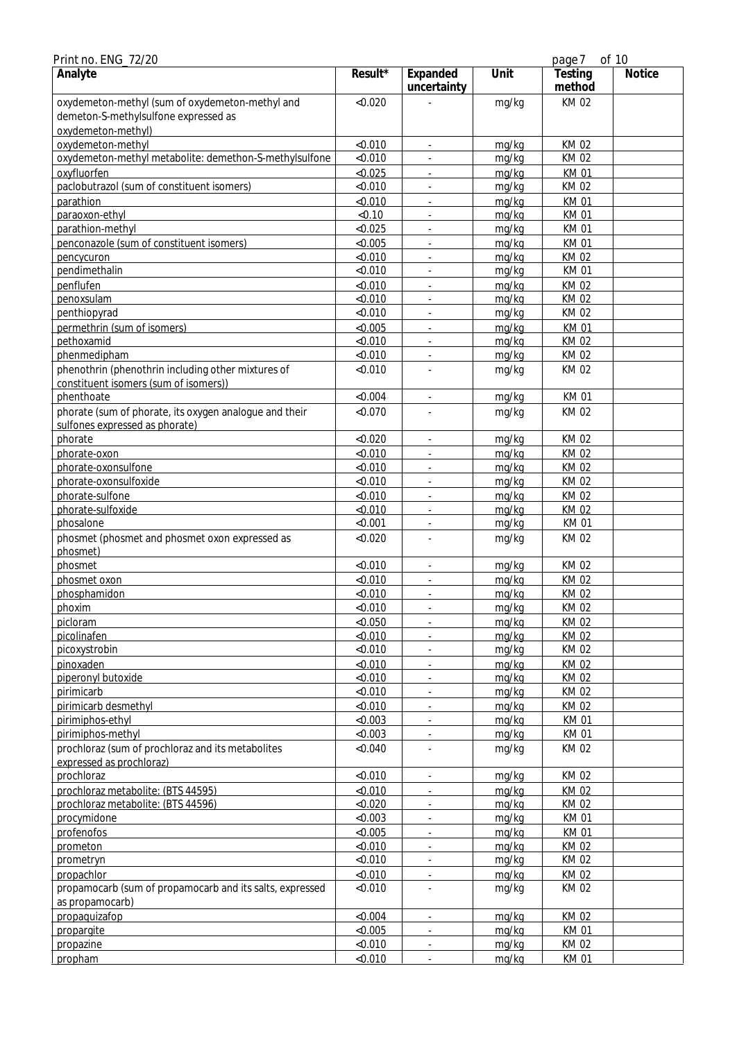Print no. ENG_72/20

| Analyte | Result* | Expanded uncertainty | Unit | Testing method | Notice |
|---|---|---|---|---|---|
| oxydemeton-methyl (sum of oxydemeton-methyl and demeton-S-methylsulfone expressed as oxydemeton-methyl) | <0.020 | - | mg/kg | KM 02 | |
| oxydemeton-methyl | <0.010 | - | mg/kg | KM 02 | |
| oxydemeton-methyl metabolite: demethon-S-methylsulfone | <0.010 | - | mg/kg | KM 02 | |
| oxyfluorfen | <0.025 | - | mg/kg | KM 01 | |
| paclobutrazol (sum of constituent isomers) | <0.010 | - | mg/kg | KM 02 | |
| parathion | <0.010 | - | mg/kg | KM 01 | |
| paraoxon-ethyl | <0.10 | - | mg/kg | KM 01 | |
| parathion-methyl | <0.025 | - | mg/kg | KM 01 | |
| penconazole (sum of constituent isomers) | <0.005 | - | mg/kg | KM 01 | |
| pencycuron | <0.010 | - | mg/kg | KM 02 | |
| pendimethalin | <0.010 | - | mg/kg | KM 01 | |
| penflufen | <0.010 | - | mg/kg | KM 02 | |
| penoxsulam | <0.010 | - | mg/kg | KM 02 | |
| penthiopyrad | <0.010 | - | mg/kg | KM 02 | |
| permethrin (sum of isomers) | <0.005 | - | mg/kg | KM 01 | |
| pethoxamid | <0.010 | - | mg/kg | KM 02 | |
| phenmedipham | <0.010 | - | mg/kg | KM 02 | |
| phenothrin (phenothrin including other mixtures of constituent isomers (sum of isomers)) | <0.010 | - | mg/kg | KM 02 | |
| phenthoate | <0.004 | - | mg/kg | KM 01 | |
| phorate (sum of phorate, its oxygen analogue and their sulfones expressed as phorate) | <0.070 | - | mg/kg | KM 02 | |
| phorate | <0.020 | - | mg/kg | KM 02 | |
| phorate-oxon | <0.010 | - | mg/kg | KM 02 | |
| phorate-oxonsulfone | <0.010 | - | mg/kg | KM 02 | |
| phorate-oxonsulfoxide | <0.010 | - | mg/kg | KM 02 | |
| phorate-sulfone | <0.010 | - | mg/kg | KM 02 | |
| phorate-sulfoxide | <0.010 | - | mg/kg | KM 02 | |
| phosalone | <0.001 | - | mg/kg | KM 01 | |
| phosmet (phosmet and phosmet oxon expressed as phosmet) | <0.020 | - | mg/kg | KM 02 | |
| phosmet | <0.010 | - | mg/kg | KM 02 | |
| phosmet oxon | <0.010 | - | mg/kg | KM 02 | |
| phosphamidon | <0.010 | - | mg/kg | KM 02 | |
| phoxim | <0.010 | - | mg/kg | KM 02 | |
| picloram | <0.050 | - | mg/kg | KM 02 | |
| picolinafen | <0.010 | - | mg/kg | KM 02 | |
| picoxystrobin | <0.010 | - | mg/kg | KM 02 | |
| pinoxaden | <0.010 | - | mg/kg | KM 02 | |
| piperonyl butoxide | <0.010 | - | mg/kg | KM 02 | |
| pirimicarb | <0.010 | - | mg/kg | KM 02 | |
| pirimicarb desmethyl | <0.010 | - | mg/kg | KM 02 | |
| pirimiphos-ethyl | <0.003 | - | mg/kg | KM 01 | |
| pirimiphos-methyl | <0.003 | - | mg/kg | KM 01 | |
| prochloraz (sum of prochloraz and its metabolites expressed as prochloraz) | <0.040 | - | mg/kg | KM 02 | |
| prochloraz | <0.010 | - | mg/kg | KM 02 | |
| prochloraz metabolite: (BTS 44595) | <0.010 | - | mg/kg | KM 02 | |
| prochloraz metabolite: (BTS 44596) | <0.020 | - | mg/kg | KM 02 | |
| procymidone | <0.003 | - | mg/kg | KM 01 | |
| profenofos | <0.005 | - | mg/kg | KM 01 | |
| prometon | <0.010 | - | mg/kg | KM 02 | |
| prometryn | <0.010 | - | mg/kg | KM 02 | |
| propachlor | <0.010 | - | mg/kg | KM 02 | |
| propamocarb (sum of propamocarb and its salts, expressed as propamocarb) | <0.010 | - | mg/kg | KM 02 | |
| propaquizafop | <0.004 | - | mg/kg | KM 02 | |
| propargite | <0.005 | - | mg/kg | KM 01 | |
| propazine | <0.010 | - | mg/kg | KM 02 | |
| propham | <0.010 | - | mg/kg | KM 01 | |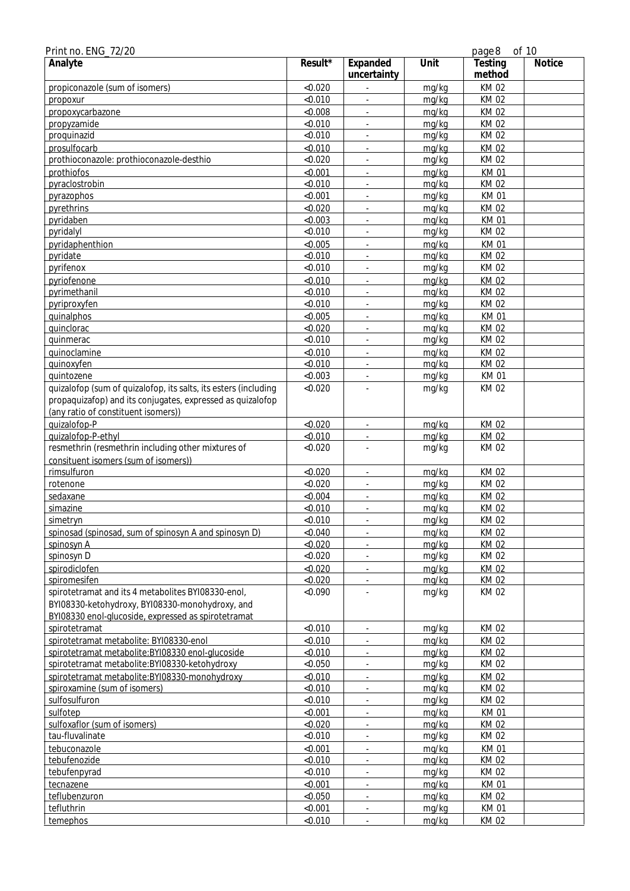| Analyte | Result* | Expanded uncertainty | Unit | Testing method | Notice |
|---|---|---|---|---|---|
| propiconazole (sum of isomers) | <0.020 | - | mg/kg | KM 02 | |
| propoxur | <0.010 | - | mg/kg | KM 02 | |
| propoxycarbazone | <0.008 | - | mg/kg | KM 02 | |
| propyzamide | <0.010 | - | mg/kg | KM 02 | |
| proquinazid | <0.010 | - | mg/kg | KM 02 | |
| prosulfocarb | <0.010 | - | mg/kg | KM 02 | |
| prothioconazole: prothioconazole-desthio | <0.020 | - | mg/kg | KM 02 | |
| prothiofos | <0.001 | - | mg/kg | KM 01 | |
| pyraclostrobin | <0.010 | - | mg/kg | KM 02 | |
| pyrazophos | <0.001 | - | mg/kg | KM 01 | |
| pyrethrins | <0.020 | - | mg/kg | KM 02 | |
| pyridaben | <0.003 | - | mg/kg | KM 01 | |
| pyridalyl | <0.010 | - | mg/kg | KM 02 | |
| pyridaphenthion | <0.005 | - | mg/kg | KM 01 | |
| pyridate | <0.010 | - | mg/kg | KM 02 | |
| pyrifenox | <0.010 | - | mg/kg | KM 02 | |
| pyriofenone | <0.010 | - | mg/kg | KM 02 | |
| pyrimethanil | <0.010 | - | mg/kg | KM 02 | |
| pyriproxyfen | <0.010 | - | mg/kg | KM 02 | |
| quinalphos | <0.005 | - | mg/kg | KM 01 | |
| quinclorac | <0.020 | - | mg/kg | KM 02 | |
| quinmerac | <0.010 | - | mg/kg | KM 02 | |
| quinoclamine | <0.010 | - | mg/kg | KM 02 | |
| quinoxyfen | <0.010 | - | mg/kg | KM 02 | |
| quintozene | <0.003 | - | mg/kg | KM 01 | |
| quizalofop (sum of quizalofop, its salts, its esters (including propaquizafop) and its conjugates, expressed as quizalofop (any ratio of constituent isomers)) | <0.020 | - | mg/kg | KM 02 | |
| quizalofop-P | <0.020 | - | mg/kg | KM 02 | |
| quizalofop-P-ethyl | <0.010 | - | mg/kg | KM 02 | |
| resmethrin (resmethrin including other mixtures of consituent isomers (sum of isomers)) | <0.020 | - | mg/kg | KM 02 | |
| rimsulfuron | <0.020 | - | mg/kg | KM 02 | |
| rotenone | <0.020 | - | mg/kg | KM 02 | |
| sedaxane | <0.004 | - | mg/kg | KM 02 | |
| simazine | <0.010 | - | mg/kg | KM 02 | |
| simetryn | <0.010 | - | mg/kg | KM 02 | |
| spinosad (spinosad, sum of spinosyn A and spinosyn D) | <0.040 | - | mg/kg | KM 02 | |
| spinosyn A | <0.020 | - | mg/kg | KM 02 | |
| spinosyn D | <0.020 | - | mg/kg | KM 02 | |
| spirodiclofen | <0.020 | - | mg/kg | KM 02 | |
| spiromesifen | <0.020 | - | mg/kg | KM 02 | |
| spirotetramat and its 4 metabolites BYI08330-enol, BYI08330-ketohydroxy, BYI08330-monohydroxy, and BYI08330 enol-glucoside, expressed as spirotetramat | <0.090 | - | mg/kg | KM 02 | |
| spirotetramat | <0.010 | - | mg/kg | KM 02 | |
| spirotetramat metabolite: BYI08330-enol | <0.010 | - | mg/kg | KM 02 | |
| spirotetramat metabolite:BYI08330 enol-glucoside | <0.010 | - | mg/kg | KM 02 | |
| spirotetramat metabolite:BYI08330-ketohydroxy | <0.050 | - | mg/kg | KM 02 | |
| spirotetramat metabolite:BYI08330-monohydroxy | <0.010 | - | mg/kg | KM 02 | |
| spiroxamine (sum of isomers) | <0.010 | - | mg/kg | KM 02 | |
| sulfosulfuron | <0.010 | - | mg/kg | KM 02 | |
| sulfotep | <0.001 | - | mg/kg | KM 01 | |
| sulfoxaflor (sum of isomers) | <0.020 | - | mg/kg | KM 02 | |
| tau-fluvalinate | <0.010 | - | mg/kg | KM 02 | |
| tebuconazole | <0.001 | - | mg/kg | KM 01 | |
| tebufenozide | <0.010 | - | mg/kg | KM 02 | |
| tebufenpyrad | <0.010 | - | mg/kg | KM 02 | |
| tecnazene | <0.001 | - | mg/kg | KM 01 | |
| teflubenzuron | <0.050 | - | mg/kg | KM 02 | |
| tefluthrin | <0.001 | - | mg/kg | KM 01 | |
| temephos | <0.010 | - | mg/kg | KM 02 | |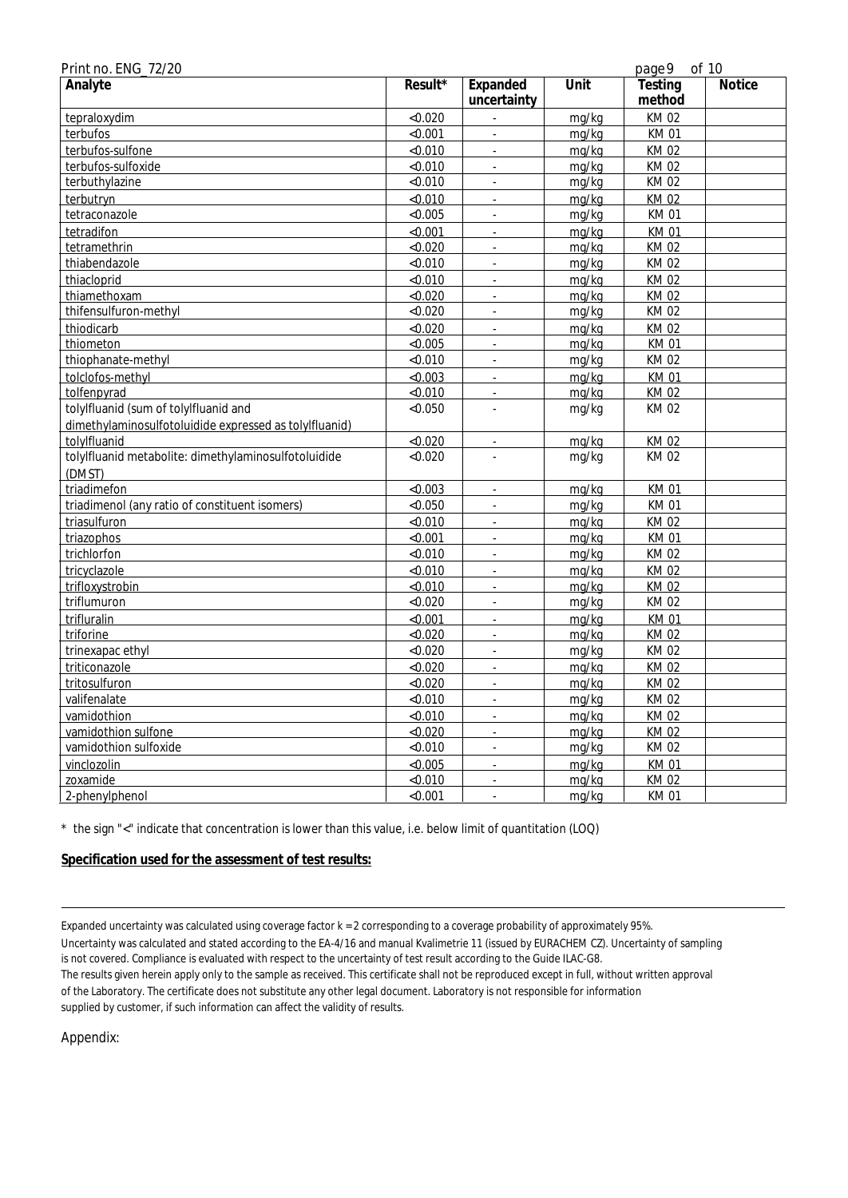| Analyte | Result* | Expanded uncertainty | Unit | Testing method | Notice |
|---|---|---|---|---|---|
| tepraloxydim | <0.020 | - | mg/kg | KM 02 | |
| terbufos | <0.001 | - | mg/kg | KM 01 | |
| terbufos-sulfone | <0.010 | - | mg/kg | KM 02 | |
| terbufos-sulfoxide | <0.010 | - | mg/kg | KM 02 | |
| terbuthylazine | <0.010 | - | mg/kg | KM 02 | |
| terbutryn | <0.010 | - | mg/kg | KM 02 | |
| tetraconazole | <0.005 | - | mg/kg | KM 01 | |
| tetradifon | <0.001 | - | mg/kg | KM 01 | |
| tetramethrin | <0.020 | - | mg/kg | KM 02 | |
| thiabendazole | <0.010 | - | mg/kg | KM 02 | |
| thiacloprid | <0.010 | - | mg/kg | KM 02 | |
| thiamethoxam | <0.020 | - | mg/kg | KM 02 | |
| thifensulfuron-methyl | <0.020 | - | mg/kg | KM 02 | |
| thiodicarb | <0.020 | - | mg/kg | KM 02 | |
| thiometon | <0.005 | - | mg/kg | KM 01 | |
| thiophanate-methyl | <0.010 | - | mg/kg | KM 02 | |
| tolclofos-methyl | <0.003 | - | mg/kg | KM 01 | |
| tolfenpyrad | <0.010 | - | mg/kg | KM 02 | |
| tolylfluanid (sum of tolylfluanid and dimethylaminosulfotoluidide expressed as tolylfluanid) | <0.050 | - | mg/kg | KM 02 | |
| tolylfluanid | <0.020 | - | mg/kg | KM 02 | |
| tolylfluanid metabolite: dimethylaminosulfotoluidide (DMST) | <0.020 | - | mg/kg | KM 02 | |
| triadimefon | <0.003 | - | mg/kg | KM 01 | |
| triadimenol (any ratio of constituent isomers) | <0.050 | - | mg/kg | KM 01 | |
| triasulfuron | <0.010 | - | mg/kg | KM 02 | |
| triazophos | <0.001 | - | mg/kg | KM 01 | |
| trichlorfon | <0.010 | - | mg/kg | KM 02 | |
| tricyclazole | <0.010 | - | mg/kg | KM 02 | |
| trifloxystrobin | <0.010 | - | mg/kg | KM 02 | |
| triflumuron | <0.020 | - | mg/kg | KM 02 | |
| trifluralin | <0.001 | - | mg/kg | KM 01 | |
| triforine | <0.020 | - | mg/kg | KM 02 | |
| trinexapac ethyl | <0.020 | - | mg/kg | KM 02 | |
| triticonazole | <0.020 | - | mg/kg | KM 02 | |
| tritosulfuron | <0.020 | - | mg/kg | KM 02 | |
| valifenalate | <0.010 | - | mg/kg | KM 02 | |
| vamidothion | <0.010 | - | mg/kg | KM 02 | |
| vamidothion sulfone | <0.020 | - | mg/kg | KM 02 | |
| vamidothion sulfoxide | <0.010 | - | mg/kg | KM 02 | |
| vinclozolin | <0.005 | - | mg/kg | KM 01 | |
| zoxamide | <0.010 | - | mg/kg | KM 02 | |
| 2-phenylphenol | <0.001 | - | mg/kg | KM 01 | |

* the sign "<" indicate that concentration is lower than this value, i.e. below limit of quantitation (LOQ)

**Specification used for the assessment of test results:**

---

Expanded uncertainty was calculated using coverage factor k = 2 corresponding to a coverage probability of approximately 95%.
Uncertainty was calculated and stated according to the EA-4/16 and manual Kvalimetrie 11 (issued by EURACHEM CZ). Uncertainty of sampling is not covered. Compliance is evaluated with respect to the uncertainty of test result according to the Guide ILAC-G8.
The results given herein apply only to the sample as received. This certificate shall not be reproduced except in full, without written approval of the Laboratory. The certificate does not substitute any other legal document. Laboratory is not responsible for information supplied by customer, if such information can affect the validity of results.

Appendix: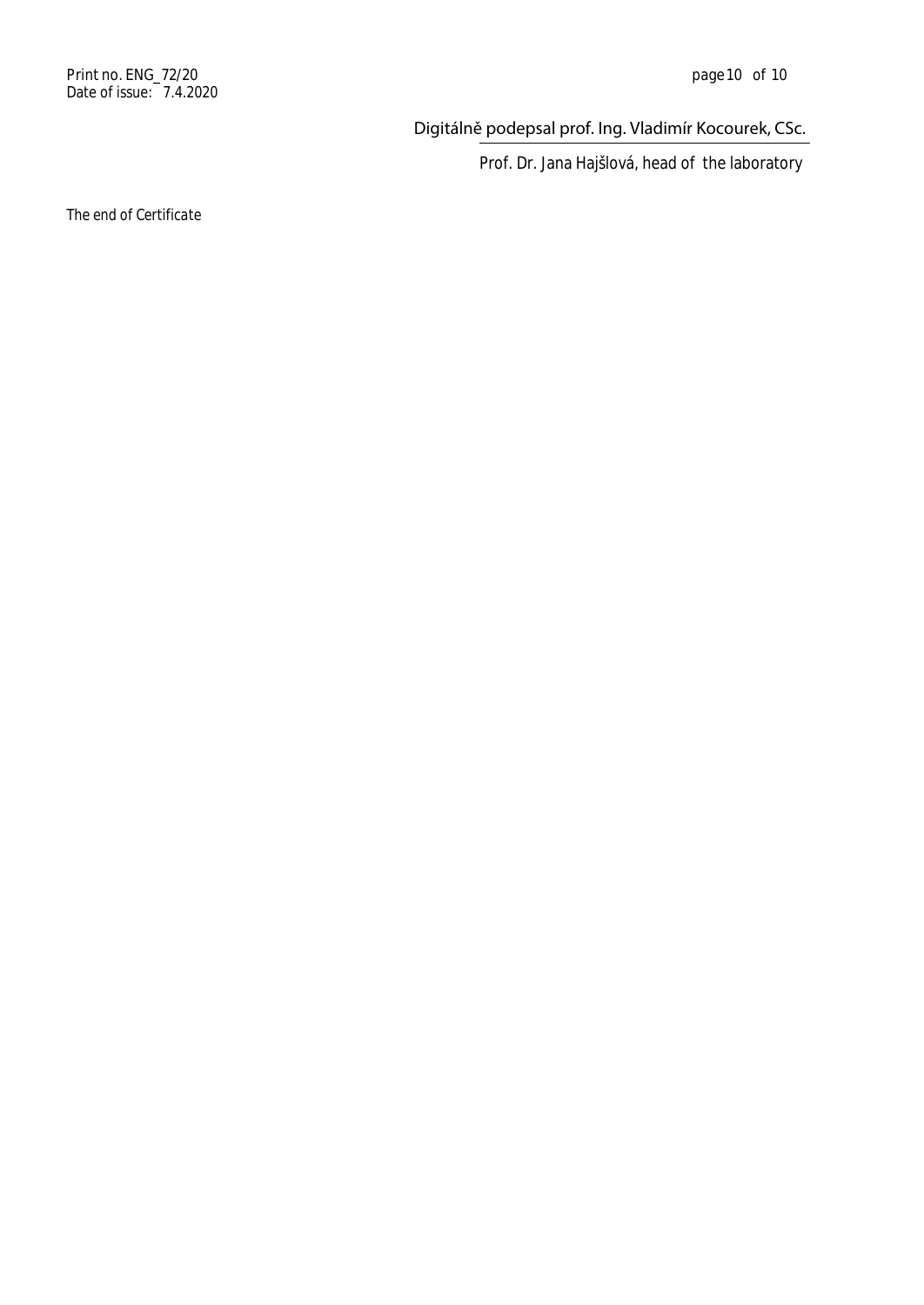Digitálně podepsal prof. Ing. Vladimír Kocourek, CSc.

Prof. Dr. Jana Hajšlová, head of the laboratory

The end of Certificate